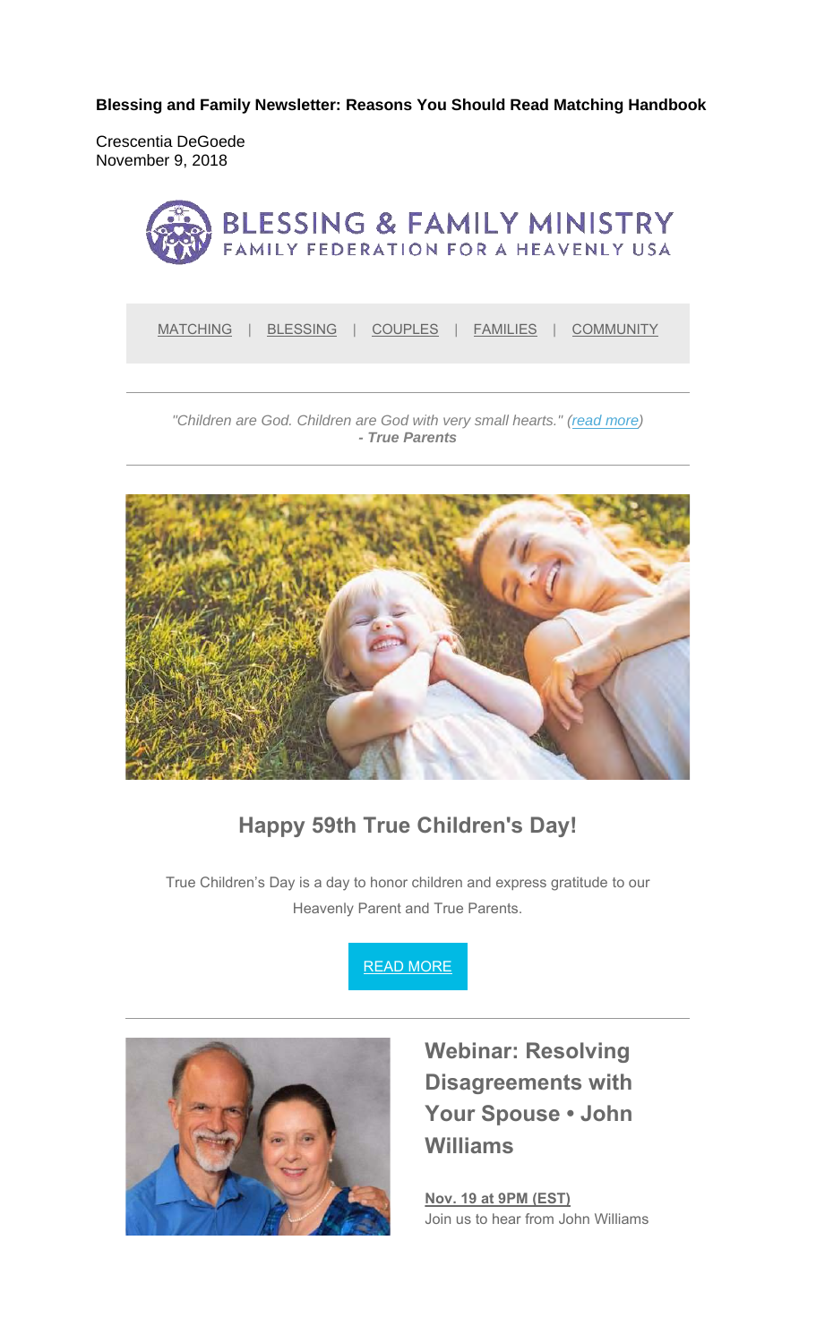**Blessing and Family Newsletter: Reasons You Should Read Matching Handbook**

Crescentia DeGoede
November 9, 2018

BLESSING & FAMILY MINISTRY
FAMILY FEDERATION FOR A HEAVENLY USA

MATCHING | BLESSING | COUPLES | FAMILIES | COMMUNITY

---

*"Children are God. Children are God with very small hearts." (read more)*
***- True Parents***

---

## Happy 59th True Children's Day!

True Children's Day is a day to honor children and express gratitude to our Heavenly Parent and True Parents.

READ MORE

---

### Webinar: Resolving Disagreements with Your Spouse • John Williams

**Nov. 19 at 9PM (EST)**
Join us to hear from John Williams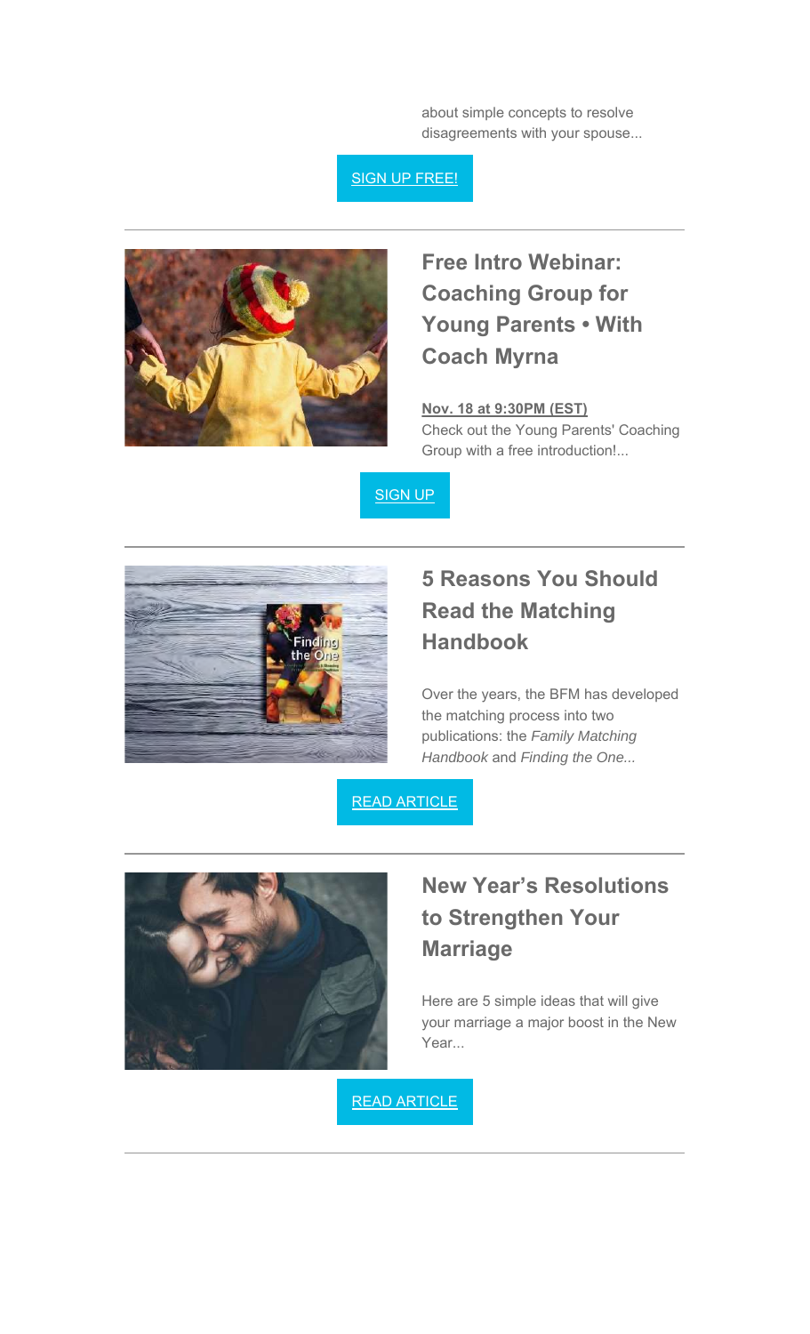about simple concepts to resolve disagreements with your spouse...

SIGN UP FREE!

---

## Free Intro Webinar: Coaching Group for Young Parents • With Coach Myrna

**Nov. 18 at 9:30PM (EST)**
Check out the Young Parents' Coaching Group with a free introduction!...

SIGN UP

---

## 5 Reasons You Should Read the Matching Handbook

Over the years, the BFM has developed the matching process into two publications: the *Family Matching Handbook* and *Finding the One...*

READ ARTICLE

---

## New Year's Resolutions to Strengthen Your Marriage

Here are 5 simple ideas that will give your marriage a major boost in the New Year...

READ ARTICLE

---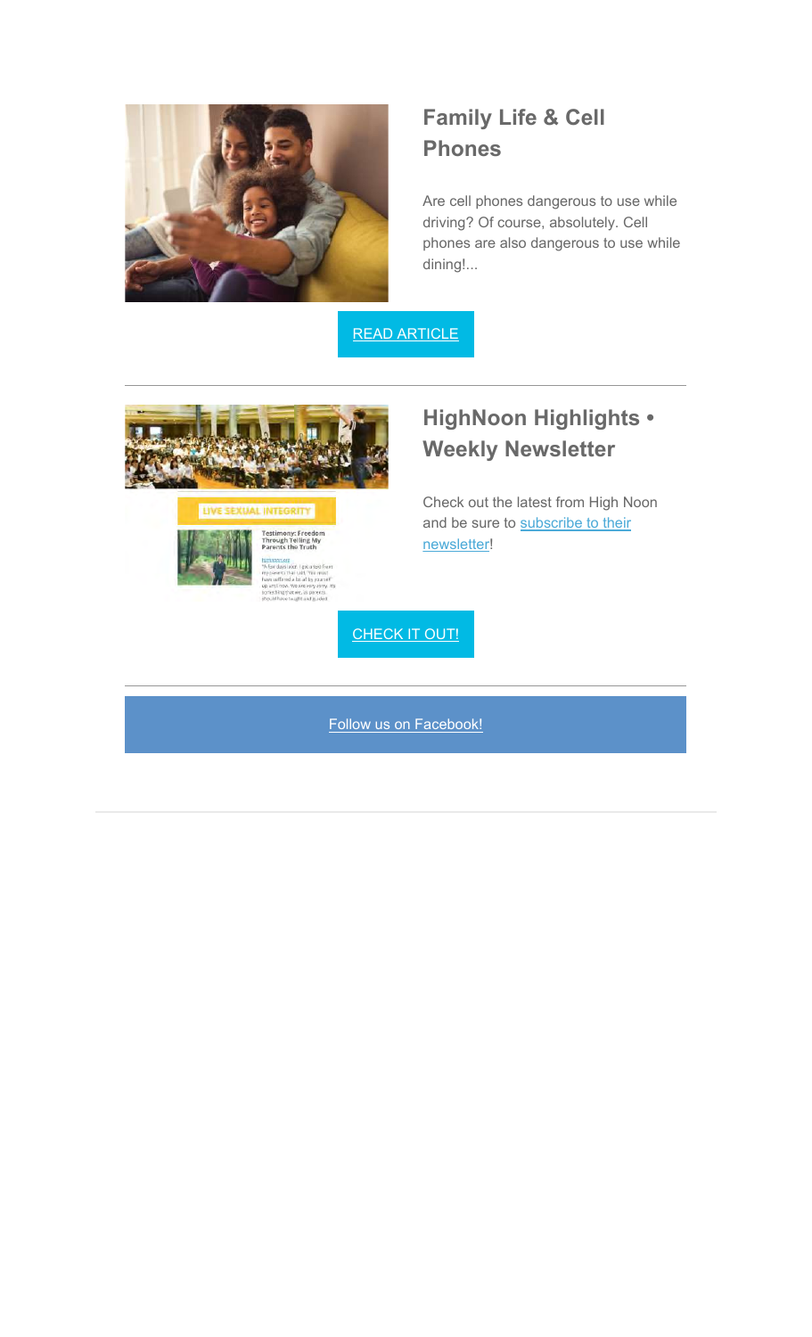## Family Life & Cell Phones

Are cell phones dangerous to use while driving? Of course, absolutely. Cell phones are also dangerous to use while dining!...

READ ARTICLE

---

## HighNoon Highlights • Weekly Newsletter

Check out the latest from High Noon and be sure to subscribe to their newsletter!

CHECK IT OUT!

---

Follow us on Facebook!